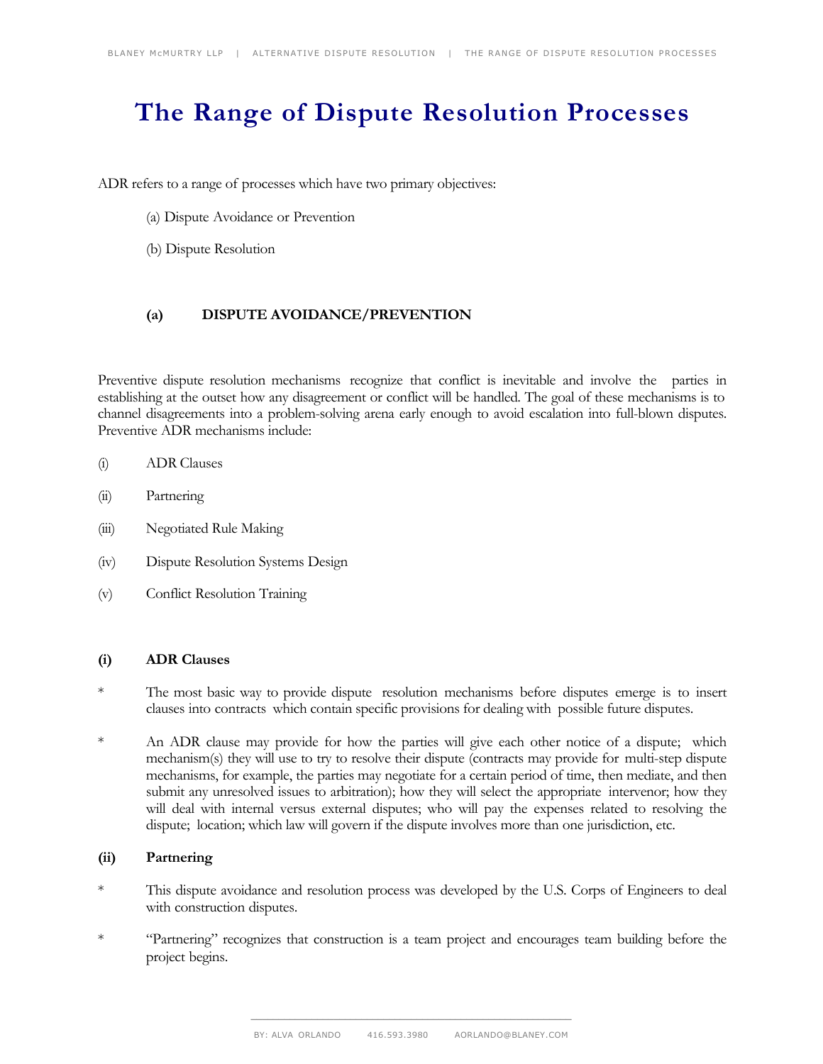# The Range of Dispute Resolution Processes

ADR refers to a range of processes which have two primary objectives:

(a) Dispute Avoidance or Prevention

(b) Dispute Resolution

## (a) DISPUTE AVOIDANCE/PREVENTION

Preventive dispute resolution mechanisms recognize that conflict is inevitable and involve the parties in establishing at the outset how any disagreement or conflict will be handled. The goal of these mechanisms is to channel disagreements into a problem-solving arena early enough to avoid escalation into full-blown disputes. Preventive ADR mechanisms include:

(i) ADR Clauses

(ii) Partnering

(iii) Negotiated Rule Making

(iv) Dispute Resolution Systems Design

(v) Conflict Resolution Training

### (i) ADR Clauses

* The most basic way to provide dispute resolution mechanisms before disputes emerge is to insert clauses into contracts which contain specific provisions for dealing with possible future disputes.

* An ADR clause may provide for how the parties will give each other notice of a dispute; which mechanism(s) they will use to try to resolve their dispute (contracts may provide for multi-step dispute mechanisms, for example, the parties may negotiate for a certain period of time, then mediate, and then submit any unresolved issues to arbitration); how they will select the appropriate intervenor; how they will deal with internal versus external disputes; who will pay the expenses related to resolving the dispute; location; which law will govern if the dispute involves more than one jurisdiction, etc.

### (ii) Partnering

* This dispute avoidance and resolution process was developed by the U.S. Corps of Engineers to deal with construction disputes.

* "Partnering" recognizes that construction is a team project and encourages team building before the project begins.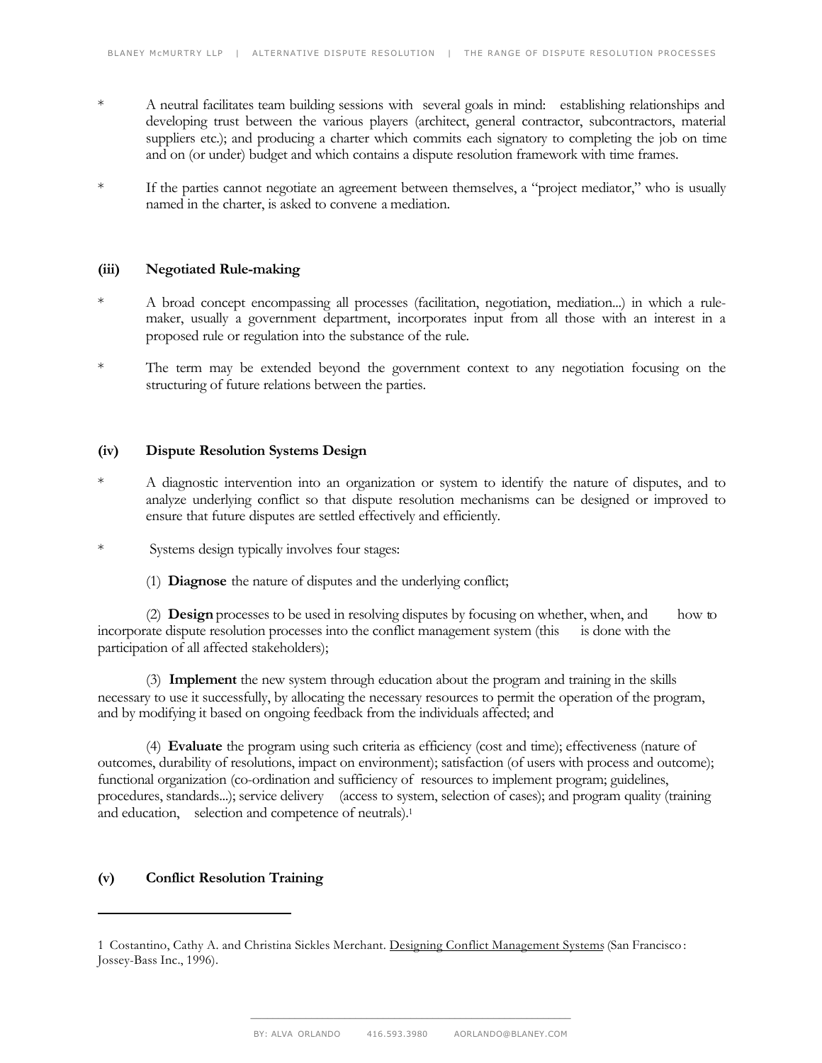* A neutral facilitates team building sessions with several goals in mind: establishing relationships and developing trust between the various players (architect, general contractor, subcontractors, material suppliers etc.); and producing a charter which commits each signatory to completing the job on time and on (or under) budget and which contains a dispute resolution framework with time frames.

* If the parties cannot negotiate an agreement between themselves, a "project mediator," who is usually named in the charter, is asked to convene a mediation.

### (iii) Negotiated Rule-making

* A broad concept encompassing all processes (facilitation, negotiation, mediation...) in which a rule-maker, usually a government department, incorporates input from all those with an interest in a proposed rule or regulation into the substance of the rule.

* The term may be extended beyond the government context to any negotiation focusing on the structuring of future relations between the parties.

### (iv) Dispute Resolution Systems Design

* A diagnostic intervention into an organization or system to identify the nature of disputes, and to analyze underlying conflict so that dispute resolution mechanisms can be designed or improved to ensure that future disputes are settled effectively and efficiently.

* Systems design typically involves four stages:

(1) **Diagnose** the nature of disputes and the underlying conflict;

(2) **Design** processes to be used in resolving disputes by focusing on whether, when, and how to incorporate dispute resolution processes into the conflict management system (this is done with the participation of all affected stakeholders);

(3) **Implement** the new system through education about the program and training in the skills necessary to use it successfully, by allocating the necessary resources to permit the operation of the program, and by modifying it based on ongoing feedback from the individuals affected; and

(4) **Evaluate** the program using such criteria as efficiency (cost and time); effectiveness (nature of outcomes, durability of resolutions, impact on environment); satisfaction (of users with process and outcome); functional organization (co-ordination and sufficiency of resources to implement program; guidelines, procedures, standards...); service delivery (access to system, selection of cases); and program quality (training and education, selection and competence of neutrals).[1]

### (v) Conflict Resolution Training

---

1 Costantino, Cathy A. and Christina Sickles Merchant. Designing Conflict Management Systems (San Francisco: Jossey-Bass Inc., 1996).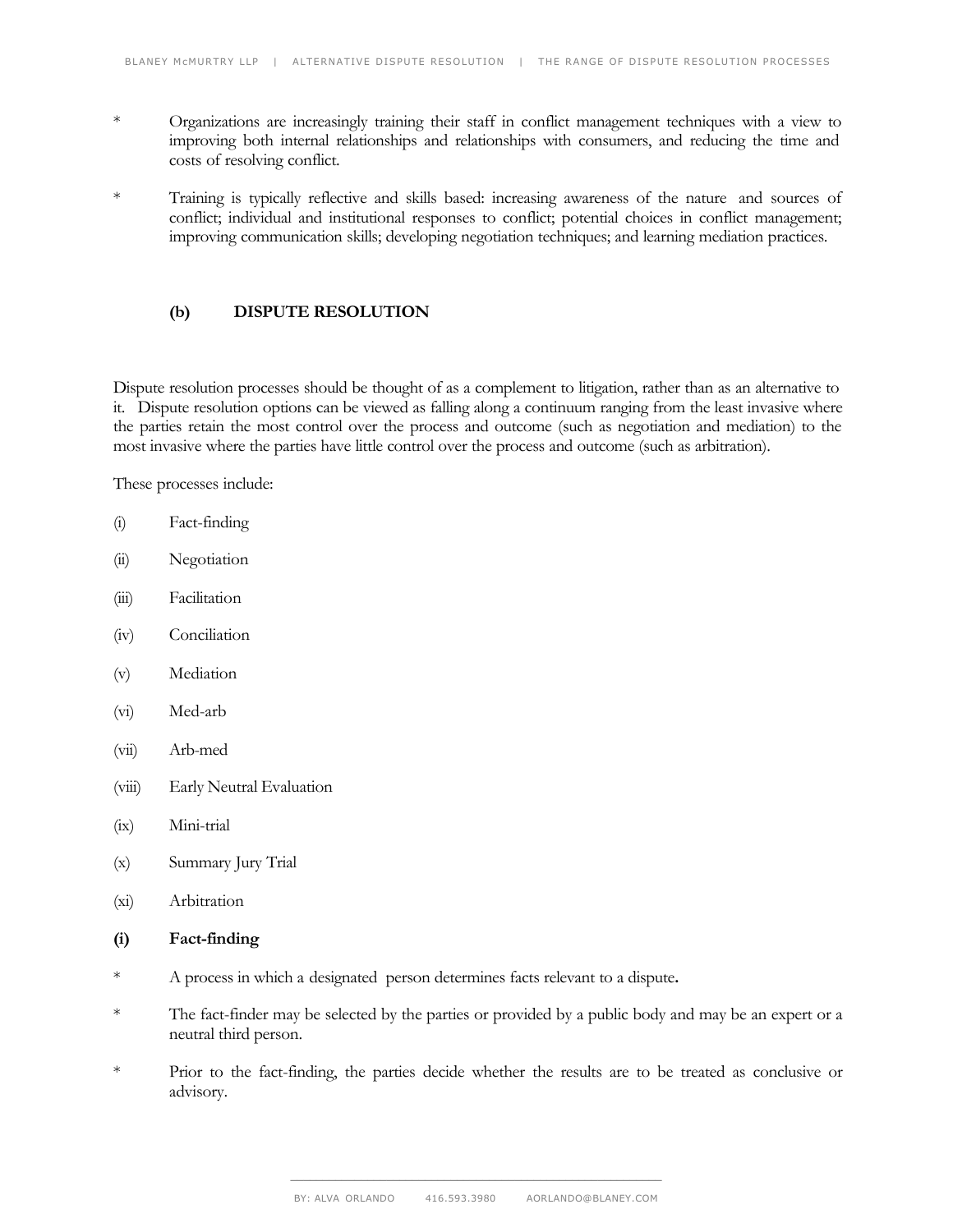* Organizations are increasingly training their staff in conflict management techniques with a view to improving both internal relationships and relationships with consumers, and reducing the time and costs of resolving conflict.

* Training is typically reflective and skills based: increasing awareness of the nature and sources of conflict; individual and institutional responses to conflict; potential choices in conflict management; improving communication skills; developing negotiation techniques; and learning mediation practices.

### (b) DISPUTE RESOLUTION

Dispute resolution processes should be thought of as a complement to litigation, rather than as an alternative to it. Dispute resolution options can be viewed as falling along a continuum ranging from the least invasive where the parties retain the most control over the process and outcome (such as negotiation and mediation) to the most invasive where the parties have little control over the process and outcome (such as arbitration).

These processes include:

(i) Fact-finding

(ii) Negotiation

(iii) Facilitation

(iv) Conciliation

(v) Mediation

(vi) Med-arb

(vii) Arb-med

(viii) Early Neutral Evaluation

(ix) Mini-trial

(x) Summary Jury Trial

(xi) Arbitration

#### (i) Fact-finding

* A process in which a designated person determines facts relevant to a dispute**.**

* The fact-finder may be selected by the parties or provided by a public body and may be an expert or a neutral third person.

* Prior to the fact-finding, the parties decide whether the results are to be treated as conclusive or advisory.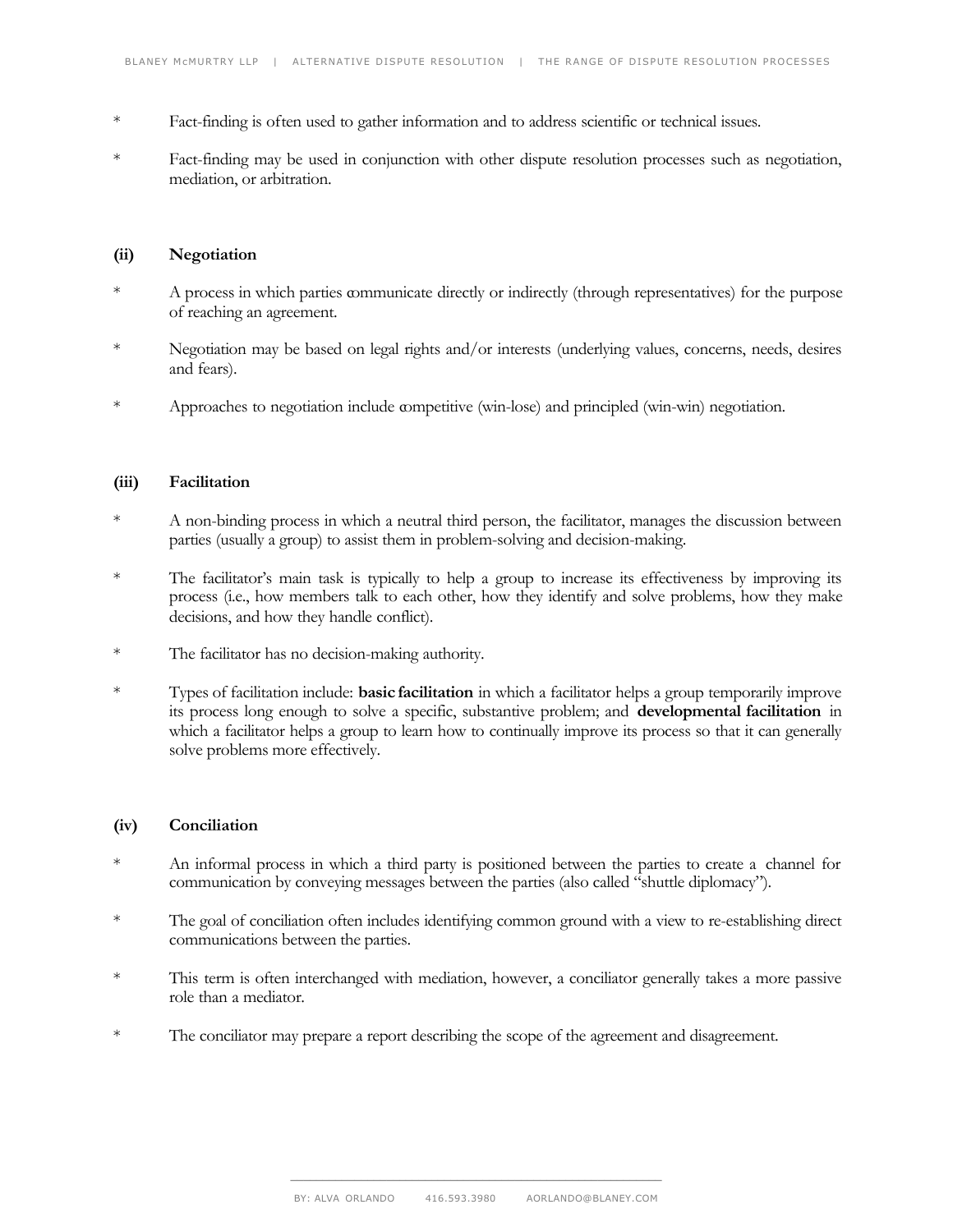* Fact-finding is often used to gather information and to address scientific or technical issues.

* Fact-finding may be used in conjunction with other dispute resolution processes such as negotiation, mediation, or arbitration.

### (ii) Negotiation

* A process in which parties communicate directly or indirectly (through representatives) for the purpose of reaching an agreement.

* Negotiation may be based on legal rights and/or interests (underlying values, concerns, needs, desires and fears).

* Approaches to negotiation include competitive (win-lose) and principled (win-win) negotiation.

### (iii) Facilitation

* A non-binding process in which a neutral third person, the facilitator, manages the discussion between parties (usually a group) to assist them in problem-solving and decision-making.

* The facilitator's main task is typically to help a group to increase its effectiveness by improving its process (i.e., how members talk to each other, how they identify and solve problems, how they make decisions, and how they handle conflict).

* The facilitator has no decision-making authority.

* Types of facilitation include: **basic facilitation** in which a facilitator helps a group temporarily improve its process long enough to solve a specific, substantive problem; and **developmental facilitation** in which a facilitator helps a group to learn how to continually improve its process so that it can generally solve problems more effectively.

### (iv) Conciliation

* An informal process in which a third party is positioned between the parties to create a channel for communication by conveying messages between the parties (also called "shuttle diplomacy").

* The goal of conciliation often includes identifying common ground with a view to re-establishing direct communications between the parties.

* This term is often interchanged with mediation, however, a conciliator generally takes a more passive role than a mediator.

* The conciliator may prepare a report describing the scope of the agreement and disagreement.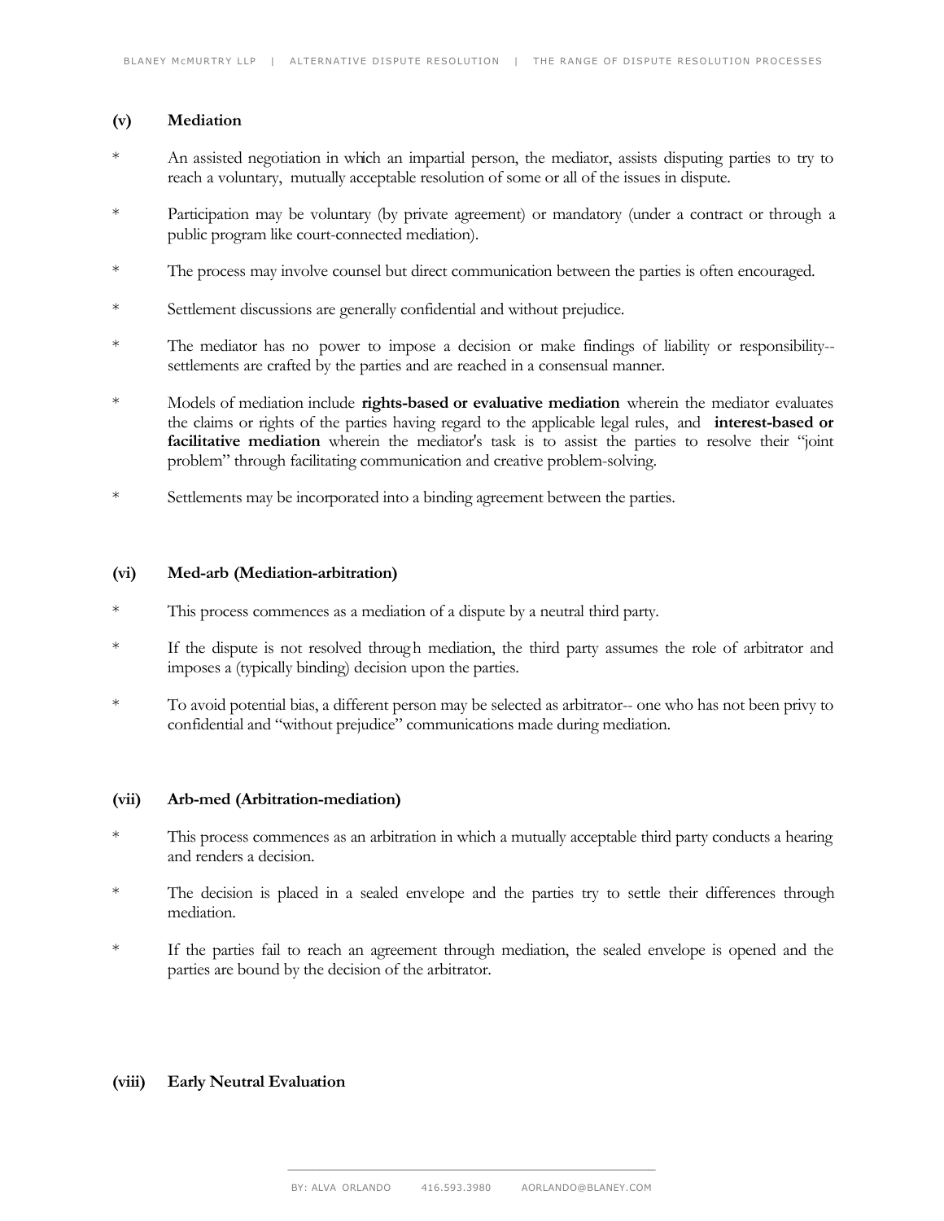### (v) Mediation

* An assisted negotiation in which an impartial person, the mediator, assists disputing parties to try to reach a voluntary, mutually acceptable resolution of some or all of the issues in dispute.

* Participation may be voluntary (by private agreement) or mandatory (under a contract or through a public program like court-connected mediation).

* The process may involve counsel but direct communication between the parties is often encouraged.

* Settlement discussions are generally confidential and without prejudice.

* The mediator has no power to impose a decision or make findings of liability or responsibility-- settlements are crafted by the parties and are reached in a consensual manner.

* Models of mediation include **rights-based or evaluative mediation** wherein the mediator evaluates the claims or rights of the parties having regard to the applicable legal rules, and **interest-based or facilitative mediation** wherein the mediator's task is to assist the parties to resolve their "joint problem" through facilitating communication and creative problem-solving.

* Settlements may be incorporated into a binding agreement between the parties.

### (vi) Med-arb (Mediation-arbitration)

* This process commences as a mediation of a dispute by a neutral third party.

* If the dispute is not resolved through mediation, the third party assumes the role of arbitrator and imposes a (typically binding) decision upon the parties.

* To avoid potential bias, a different person may be selected as arbitrator-- one who has not been privy to confidential and "without prejudice" communications made during mediation.

### (vii) Arb-med (Arbitration-mediation)

* This process commences as an arbitration in which a mutually acceptable third party conducts a hearing and renders a decision.

* The decision is placed in a sealed envelope and the parties try to settle their differences through mediation.

* If the parties fail to reach an agreement through mediation, the sealed envelope is opened and the parties are bound by the decision of the arbitrator.

### (viii) Early Neutral Evaluation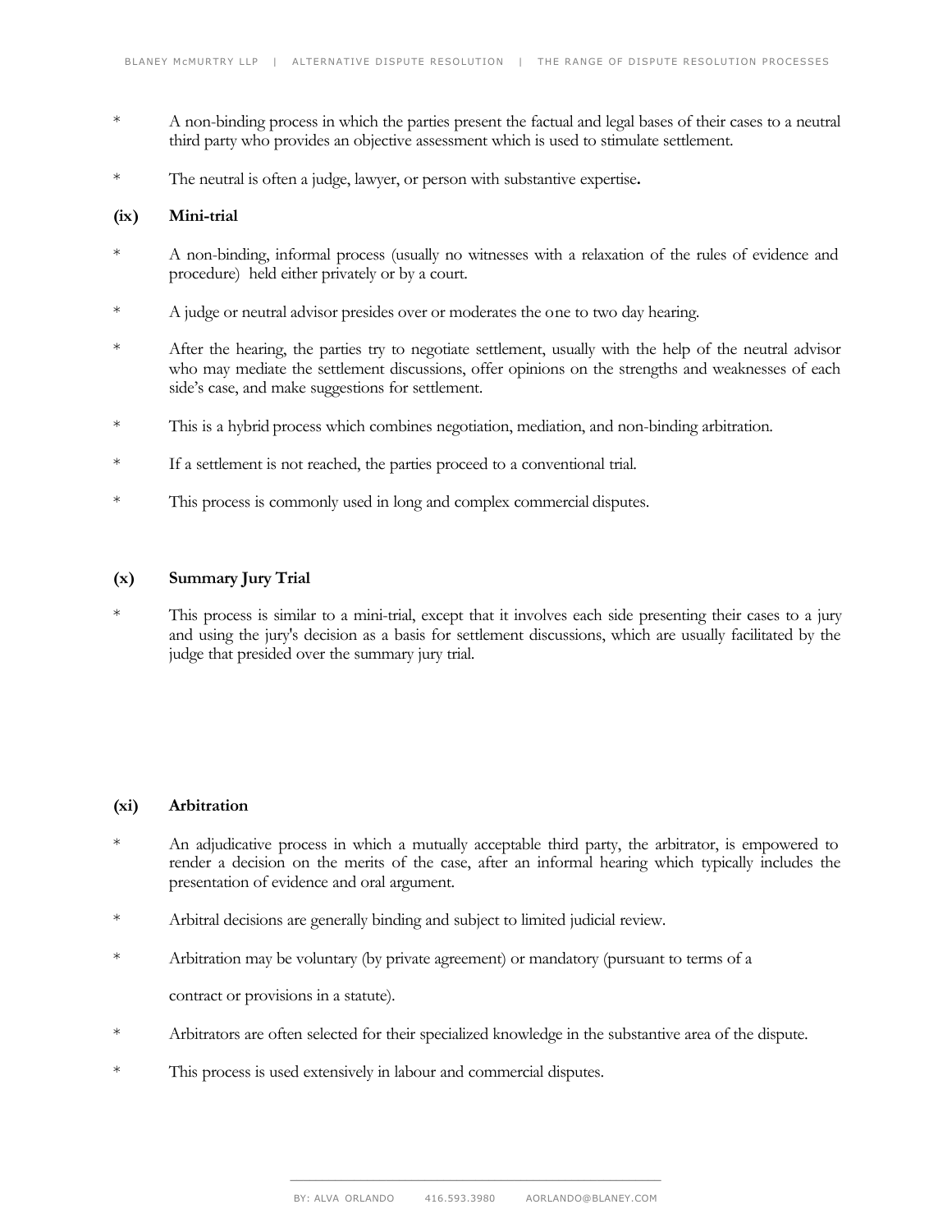* A non-binding process in which the parties present the factual and legal bases of their cases to a neutral third party who provides an objective assessment which is used to stimulate settlement.

* The neutral is often a judge, lawyer, or person with substantive expertise**.**

### (ix) Mini-trial

* A non-binding, informal process (usually no witnesses with a relaxation of the rules of evidence and procedure) held either privately or by a court.

* A judge or neutral advisor presides over or moderates the one to two day hearing.

* After the hearing, the parties try to negotiate settlement, usually with the help of the neutral advisor who may mediate the settlement discussions, offer opinions on the strengths and weaknesses of each side's case, and make suggestions for settlement.

* This is a hybrid process which combines negotiation, mediation, and non-binding arbitration.

* If a settlement is not reached, the parties proceed to a conventional trial.

* This process is commonly used in long and complex commercial disputes.

### (x) Summary Jury Trial

* This process is similar to a mini-trial, except that it involves each side presenting their cases to a jury and using the jury's decision as a basis for settlement discussions, which are usually facilitated by the judge that presided over the summary jury trial.

### (xi) Arbitration

* An adjudicative process in which a mutually acceptable third party, the arbitrator, is empowered to render a decision on the merits of the case, after an informal hearing which typically includes the presentation of evidence and oral argument.

* Arbitral decisions are generally binding and subject to limited judicial review.

* Arbitration may be voluntary (by private agreement) or mandatory (pursuant to terms of a contract or provisions in a statute).

* Arbitrators are often selected for their specialized knowledge in the substantive area of the dispute.

* This process is used extensively in labour and commercial disputes.